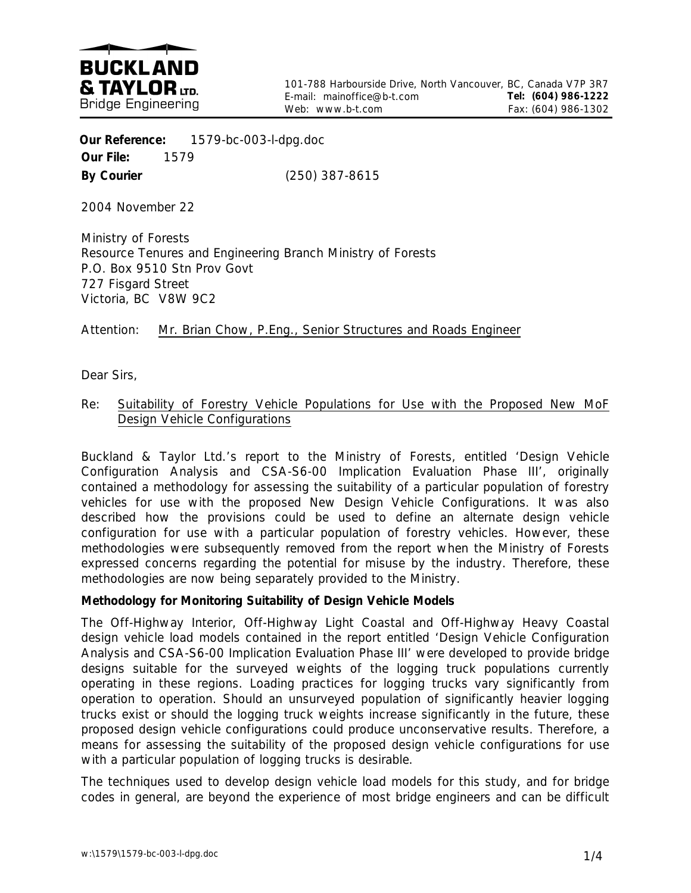**BUCKLAND & TAYLOR LTD.**
Bridge Engineering

101-788 Harbourside Drive, North Vancouver, BC, Canada V7P 3R7
E-mail: mainoffice@b-t.com **Tel: (604) 986-1222**
Web: www.b-t.com Fax: (604) 986-1302

**Our Reference:** 1579-bc-003-l-dpg.doc
**Our File:** 1579
**By Courier** (250) 387-8615

2004 November 22

Ministry of Forests
Resource Tenures and Engineering Branch Ministry of Forests
P.O. Box 9510 Stn Prov Govt
727 Fisgard Street
Victoria, BC V8W 9C2

Attention: Mr. Brian Chow, P.Eng., Senior Structures and Roads Engineer

Dear Sirs,

Re: Suitability of Forestry Vehicle Populations for Use with the Proposed New MoF Design Vehicle Configurations

Buckland & Taylor Ltd.'s report to the Ministry of Forests, entitled 'Design Vehicle Configuration Analysis and CSA-S6-00 Implication Evaluation Phase III', originally contained a methodology for assessing the suitability of a particular population of forestry vehicles for use with the proposed New Design Vehicle Configurations. It was also described how the provisions could be used to define an alternate design vehicle configuration for use with a particular population of forestry vehicles. However, these methodologies were subsequently removed from the report when the Ministry of Forests expressed concerns regarding the potential for misuse by the industry. Therefore, these methodologies are now being separately provided to the Ministry.

**Methodology for Monitoring Suitability of Design Vehicle Models**

The Off-Highway Interior, Off-Highway Light Coastal and Off-Highway Heavy Coastal design vehicle load models contained in the report entitled 'Design Vehicle Configuration Analysis and CSA-S6-00 Implication Evaluation Phase III' were developed to provide bridge designs suitable for the surveyed weights of the logging truck populations currently operating in these regions. Loading practices for logging trucks vary significantly from operation to operation. Should an unsurveyed population of significantly heavier logging trucks exist or should the logging truck weights increase significantly in the future, these proposed design vehicle configurations could produce unconservative results. Therefore, a means for assessing the suitability of the proposed design vehicle configurations for use with a particular population of logging trucks is desirable.

The techniques used to develop design vehicle load models for this study, and for bridge codes in general, are beyond the experience of most bridge engineers and can be difficult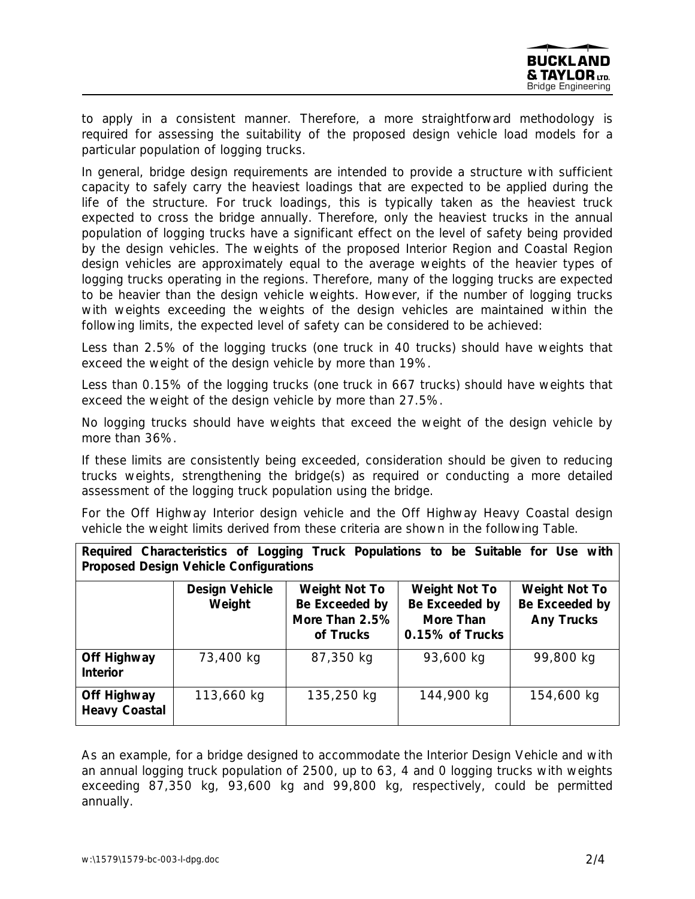to apply in a consistent manner. Therefore, a more straightforward methodology is required for assessing the suitability of the proposed design vehicle load models for a particular population of logging trucks.

In general, bridge design requirements are intended to provide a structure with sufficient capacity to safely carry the heaviest loadings that are expected to be applied during the life of the structure. For truck loadings, this is typically taken as the heaviest truck expected to cross the bridge annually. Therefore, only the heaviest trucks in the annual population of logging trucks have a significant effect on the level of safety being provided by the design vehicles. The weights of the proposed Interior Region and Coastal Region design vehicles are approximately equal to the average weights of the heavier types of logging trucks operating in the regions. Therefore, many of the logging trucks are expected to be heavier than the design vehicle weights. However, if the number of logging trucks with weights exceeding the weights of the design vehicles are maintained within the following limits, the expected level of safety can be considered to be achieved:

Less than 2.5% of the logging trucks (one truck in 40 trucks) should have weights that exceed the weight of the design vehicle by more than 19%.

Less than 0.15% of the logging trucks (one truck in 667 trucks) should have weights that exceed the weight of the design vehicle by more than 27.5%.

No logging trucks should have weights that exceed the weight of the design vehicle by more than 36%.

If these limits are consistently being exceeded, consideration should be given to reducing trucks weights, strengthening the bridge(s) as required or conducting a more detailed assessment of the logging truck population using the bridge.

For the Off Highway Interior design vehicle and the Off Highway Heavy Coastal design vehicle the weight limits derived from these criteria are shown in the following Table.

**Required Characteristics of Logging Truck Populations to be Suitable for Use with Proposed Design Vehicle Configurations**

| | **Design Vehicle Weight** | **Weight Not To Be Exceeded by More Than 2.5% of Trucks** | **Weight Not To Be Exceeded by More Than 0.15% of Trucks** | **Weight Not To Be Exceeded by Any Trucks** |
|---|---|---|---|---|
| **Off Highway Interior** | 73,400 kg | 87,350 kg | 93,600 kg | 99,800 kg |
| **Off Highway Heavy Coastal** | 113,660 kg | 135,250 kg | 144,900 kg | 154,600 kg |

As an example, for a bridge designed to accommodate the Interior Design Vehicle and with an annual logging truck population of 2500, up to 63, 4 and 0 logging trucks with weights exceeding 87,350 kg, 93,600 kg and 99,800 kg, respectively, could be permitted annually.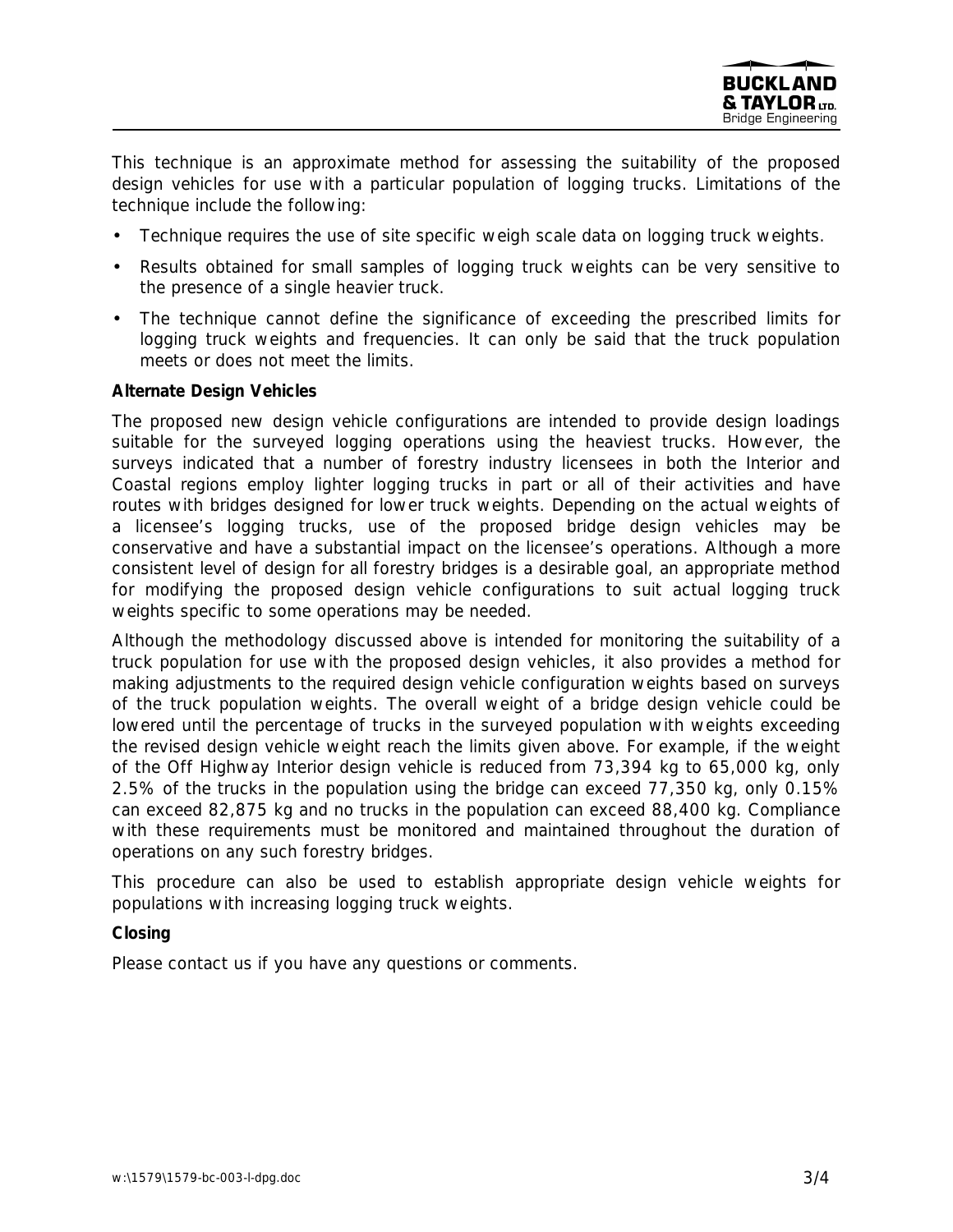This technique is an approximate method for assessing the suitability of the proposed design vehicles for use with a particular population of logging trucks. Limitations of the technique include the following:

- Technique requires the use of site specific weigh scale data on logging truck weights.
- Results obtained for small samples of logging truck weights can be very sensitive to the presence of a single heavier truck.
- The technique cannot define the significance of exceeding the prescribed limits for logging truck weights and frequencies. It can only be said that the truck population meets or does not meet the limits.

**Alternate Design Vehicles**

The proposed new design vehicle configurations are intended to provide design loadings suitable for the surveyed logging operations using the heaviest trucks. However, the surveys indicated that a number of forestry industry licensees in both the Interior and Coastal regions employ lighter logging trucks in part or all of their activities and have routes with bridges designed for lower truck weights. Depending on the actual weights of a licensee's logging trucks, use of the proposed bridge design vehicles may be conservative and have a substantial impact on the licensee's operations. Although a more consistent level of design for all forestry bridges is a desirable goal, an appropriate method for modifying the proposed design vehicle configurations to suit actual logging truck weights specific to some operations may be needed.

Although the methodology discussed above is intended for monitoring the suitability of a truck population for use with the proposed design vehicles, it also provides a method for making adjustments to the required design vehicle configuration weights based on surveys of the truck population weights. The overall weight of a bridge design vehicle could be lowered until the percentage of trucks in the surveyed population with weights exceeding the revised design vehicle weight reach the limits given above. For example, if the weight of the Off Highway Interior design vehicle is reduced from 73,394 kg to 65,000 kg, only 2.5% of the trucks in the population using the bridge can exceed 77,350 kg, only 0.15% can exceed 82,875 kg and no trucks in the population can exceed 88,400 kg. Compliance with these requirements must be monitored and maintained throughout the duration of operations on any such forestry bridges.

This procedure can also be used to establish appropriate design vehicle weights for populations with increasing logging truck weights.

**Closing**

Please contact us if you have any questions or comments.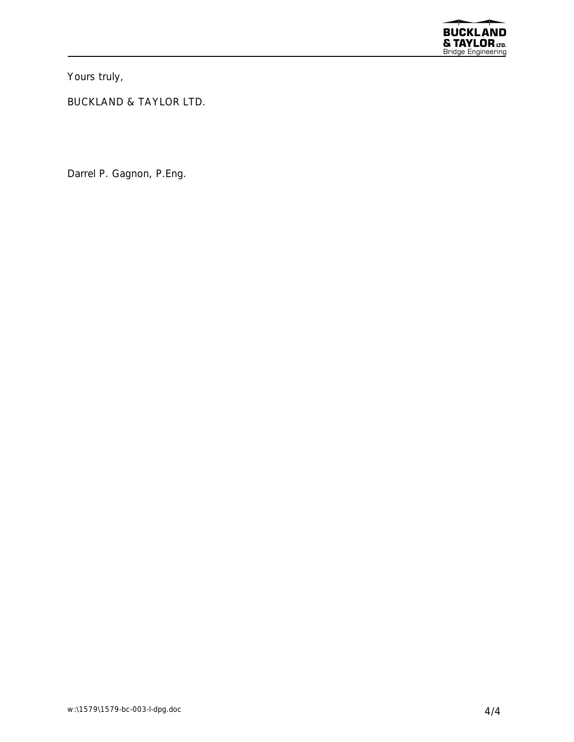Yours truly,

BUCKLAND & TAYLOR LTD.

Darrel P. Gagnon, P.Eng.

w:\1579\1579-bc-003-l-dpg.doc